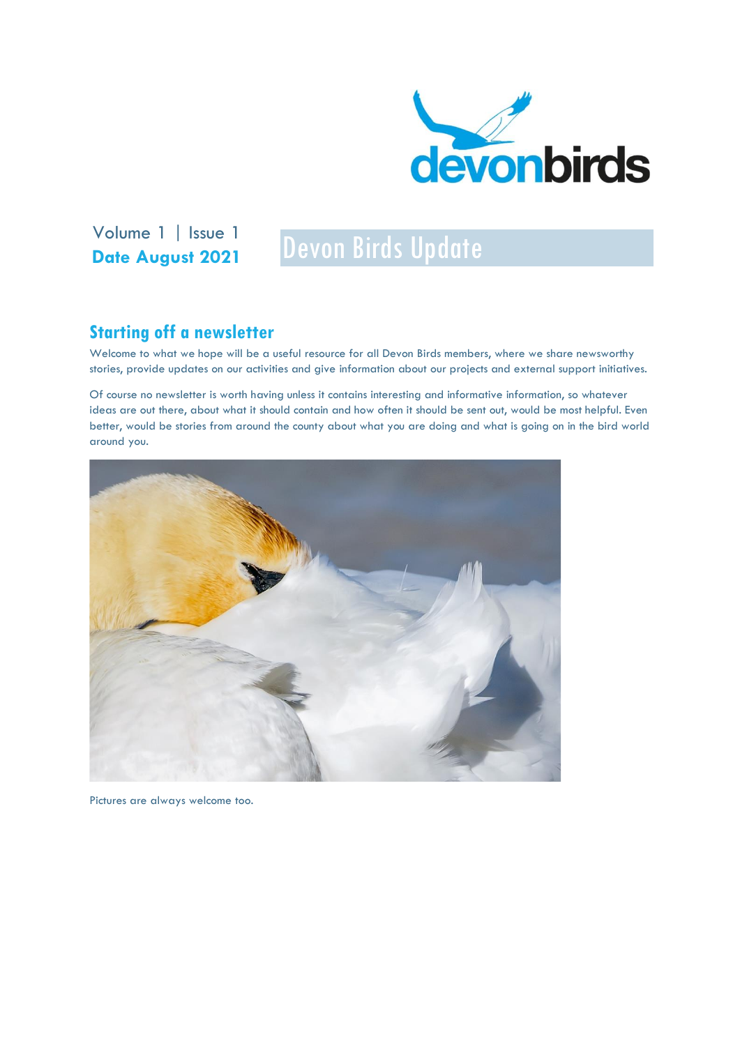Volume 1 | Issue 1

**Date August 2021**

# Devon Birds Update

## Starting off a newsletter

Welcome to what we hope will be a useful resource for all Devon Birds members, where we share newsworthy stories, provide updates on our activities and give information about our projects and external support initiatives.

Of course no newsletter is worth having unless it contains interesting and informative information, so whatever ideas are out there, about what it should contain and how often it should be sent out, would be most helpful. Even better, would be stories from around the county about what you are doing and what is going on in the bird world around you.

Pictures are always welcome too.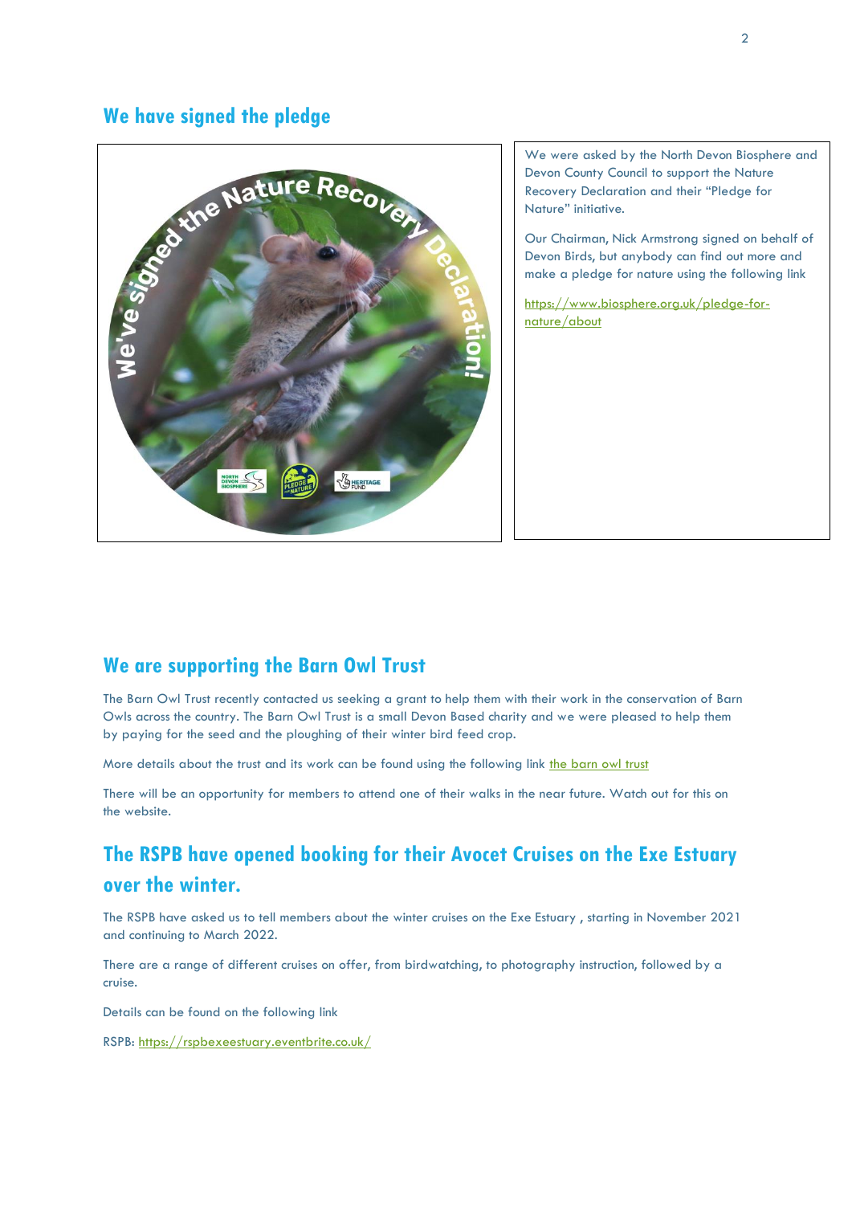## We have signed the pledge

We were asked by the North Devon Biosphere and Devon County Council to support the Nature Recovery Declaration and their "Pledge for Nature" initiative.

Our Chairman, Nick Armstrong signed on behalf of Devon Birds, but anybody can find out more and make a pledge for nature using the following link

https://www.biosphere.org.uk/pledge-for-nature/about

## We are supporting the Barn Owl Trust

The Barn Owl Trust recently contacted us seeking a grant to help them with their work in the conservation of Barn Owls across the country. The Barn Owl Trust is a small Devon Based charity and we were pleased to help them by paying for the seed and the ploughing of their winter bird feed crop.

More details about the trust and its work can be found using the following link the barn owl trust

There will be an opportunity for members to attend one of their walks in the near future. Watch out for this on the website.

## The RSPB have opened booking for their Avocet Cruises on the Exe Estuary over the winter.

The RSPB have asked us to tell members about the winter cruises on the Exe Estuary , starting in November 2021 and continuing to March 2022.

There are a range of different cruises on offer, from birdwatching, to photography instruction, followed by a cruise.

Details can be found on the following link

RSPB: https://rspbexeestuary.eventbrite.co.uk/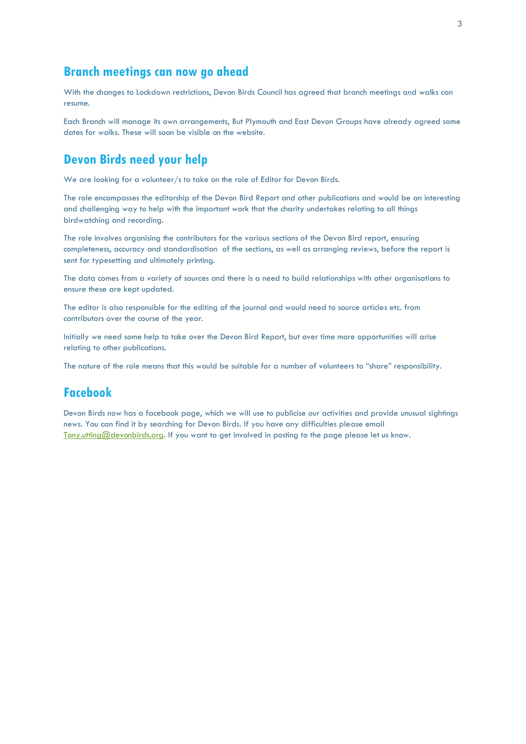## Branch meetings can now go ahead

With the changes to Lockdown restrictions, Devon Birds Council has agreed that branch meetings and walks can resume.

Each Branch will manage its own arrangements, But Plymouth and East Devon Groups have already agreed some dates for walks. These will soon be visible on the website.

## Devon Birds need your help

We are looking for a volunteer/s to take on the role of Editor for Devon Birds.

The role encompasses the editorship of the Devon Bird Report and other publications and would be an interesting and challenging way to help with the important work that the charity undertakes relating to all things birdwatching and recording.

The role involves organising the contributors for the various sections of the Devon Bird report, ensuring completeness, accuracy and standardisation of the sections, as well as arranging reviews, before the report is sent for typesetting and ultimately printing.

The data comes from a variety of sources and there is a need to build relationships with other organisations to ensure these are kept updated.

The editor is also responsible for the editing of the journal and would need to source articles etc. from contributors over the course of the year.

Initially we need some help to take over the Devon Bird Report, but over time more opportunities will arise relating to other publications.

The nature of the role means that this would be suitable for a number of volunteers to "share" responsibility.

## Facebook

Devon Birds now has a facebook page, which we will use to publicise our activities and provide unusual sightings news. You can find it by searching for Devon Birds. If you have any difficulties please email Tony.utting@devonbirds.org. If you want to get involved in posting to the page please let us know.